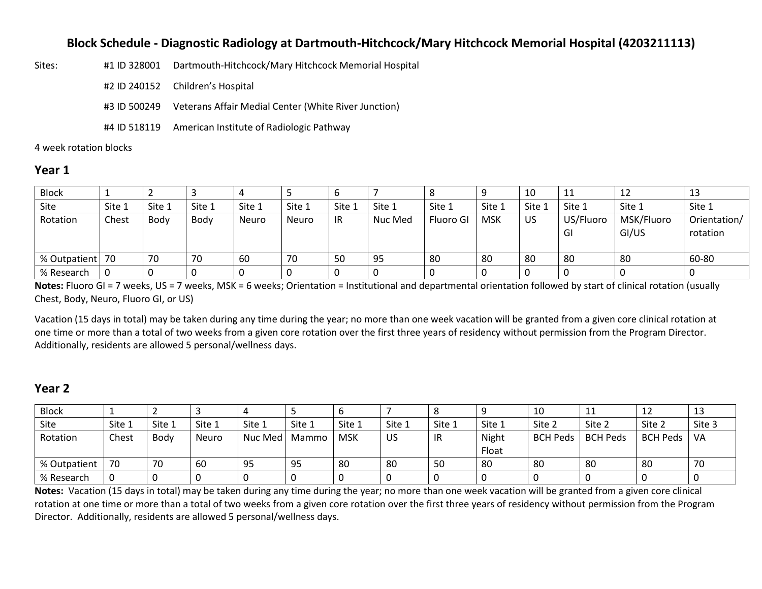# Block Schedule - Diagnostic Radiology at Dartmouth-Hitchcock/Mary Hitchcock Memorial Hospital (4203211113)

Sites:

- #1 ID 328001 Dartmouth-Hitchcock/Mary Hitchcock Memorial Hospital
- #2 ID 240152 Children's Hospital
- #3 ID 500249 Veterans Affair Medial Center (White River Junction)
- #4 ID 518119 American Institute of Radiologic Pathway

4 week rotation blocks

## Year 1

| Block | 1 | 2 | 3 | 4 | 5 | 6 | 7 | 8 | 9 | 10 | 11 | 12 | 13 |
|---|---|---|---|---|---|---|---|---|---|---|---|---|---|
| Site | Site 1 | Site 1 | Site 1 | Site 1 | Site 1 | Site 1 | Site 1 | Site 1 | Site 1 | Site 1 | Site 1 | Site 1 | Site 1 |
| Rotation | Chest | Body | Body | Neuro | Neuro | IR | Nuc Med | Fluoro GI | MSK | US | US/Fluoro GI | MSK/Fluoro GI/US | Orientation/ rotation |
| % Outpatient | 70 | 70 | 70 | 60 | 70 | 50 | 95 | 80 | 80 | 80 | 80 | 80 | 60-80 |
| % Research | 0 | 0 | 0 | 0 | 0 | 0 | 0 | 0 | 0 | 0 | 0 | 0 | 0 |

**Notes:** Fluoro GI = 7 weeks, US = 7 weeks, MSK = 6 weeks; Orientation = Institutional and departmental orientation followed by start of clinical rotation (usually Chest, Body, Neuro, Fluoro GI, or US)

Vacation (15 days in total) may be taken during any time during the year; no more than one week vacation will be granted from a given core clinical rotation at one time or more than a total of two weeks from a given core rotation over the first three years of residency without permission from the Program Director. Additionally, residents are allowed 5 personal/wellness days.

## Year 2

| Block | 1 | 2 | 3 | 4 | 5 | 6 | 7 | 8 | 9 | 10 | 11 | 12 | 13 |
|---|---|---|---|---|---|---|---|---|---|---|---|---|---|
| Site | Site 1 | Site 1 | Site 1 | Site 1 | Site 1 | Site 1 | Site 1 | Site 1 | Site 1 | Site 2 | Site 2 | Site 2 | Site 3 |
| Rotation | Chest | Body | Neuro | Nuc Med | Mammo | MSK | US | IR | Night Float | BCH Peds | BCH Peds | BCH Peds | VA |
| % Outpatient | 70 | 70 | 60 | 95 | 95 | 80 | 80 | 50 | 80 | 80 | 80 | 80 | 70 |
| % Research | 0 | 0 | 0 | 0 | 0 | 0 | 0 | 0 | 0 | 0 | 0 | 0 | 0 |

**Notes:** Vacation (15 days in total) may be taken during any time during the year; no more than one week vacation will be granted from a given core clinical rotation at one time or more than a total of two weeks from a given core rotation over the first three years of residency without permission from the Program Director. Additionally, residents are allowed 5 personal/wellness days.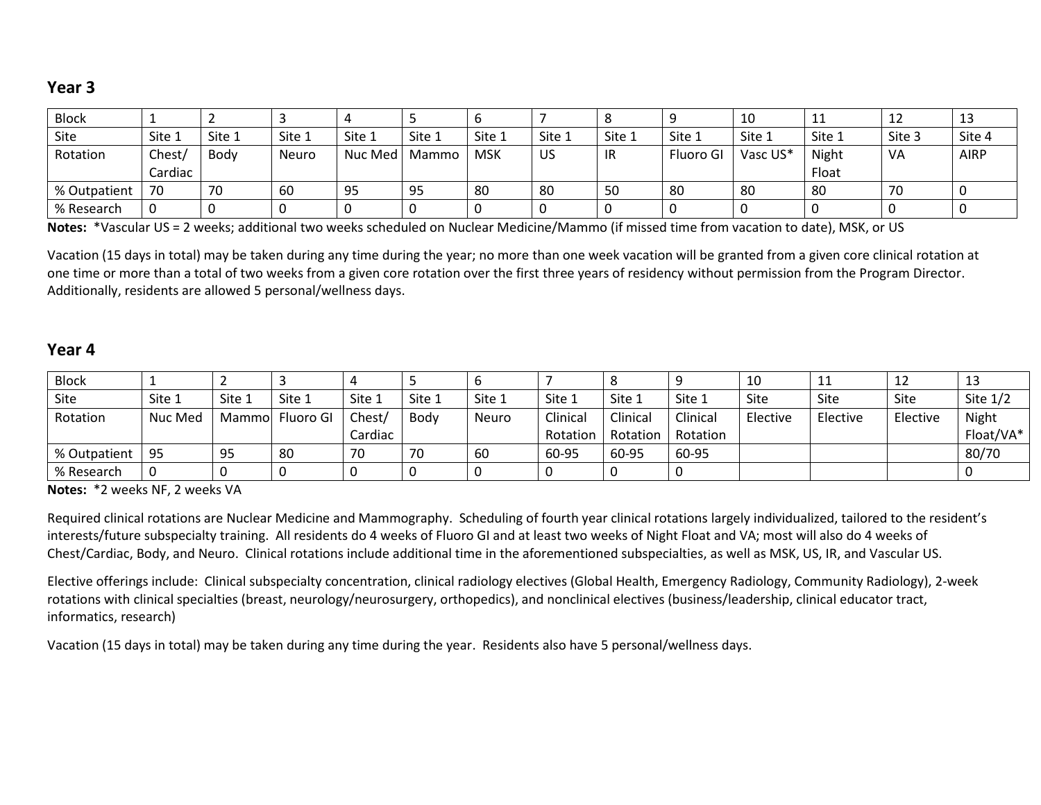## Year 3

| Block | 1 | 2 | 3 | 4 | 5 | 6 | 7 | 8 | 9 | 10 | 11 | 12 | 13 |
|---|---|---|---|---|---|---|---|---|---|---|---|---|---|
| Site | Site 1 | Site 1 | Site 1 | Site 1 | Site 1 | Site 1 | Site 1 | Site 1 | Site 1 | Site 1 | Site 1 | Site 3 | Site 4 |
| Rotation | Chest/ Cardiac | Body | Neuro | Nuc Med | Mammo | MSK | US | IR | Fluoro GI | Vasc US* | Night Float | VA | AIRP |
| % Outpatient | 70 | 70 | 60 | 95 | 95 | 80 | 80 | 50 | 80 | 80 | 80 | 70 | 0 |
| % Research | 0 | 0 | 0 | 0 | 0 | 0 | 0 | 0 | 0 | 0 | 0 | 0 | 0 |

**Notes:** *Vascular US = 2 weeks; additional two weeks scheduled on Nuclear Medicine/Mammo (if missed time from vacation to date), MSK, or US

Vacation (15 days in total) may be taken during any time during the year; no more than one week vacation will be granted from a given core clinical rotation at one time or more than a total of two weeks from a given core rotation over the first three years of residency without permission from the Program Director. Additionally, residents are allowed 5 personal/wellness days.

## Year 4

| Block | 1 | 2 | 3 | 4 | 5 | 6 | 7 | 8 | 9 | 10 | 11 | 12 | 13 |
|---|---|---|---|---|---|---|---|---|---|---|---|---|---|
| Site | Site 1 | Site 1 | Site 1 | Site 1 | Site 1 | Site 1 | Site 1 | Site 1 | Site 1 | Site | Site | Site | Site 1/2 |
| Rotation | Nuc Med | Mammo | Fluoro GI | Chest/ Cardiac | Body | Neuro | Clinical Rotation | Clinical Rotation | Clinical Rotation | Elective | Elective | Elective | Night Float/VA* |
| % Outpatient | 95 | 95 | 80 | 70 | 70 | 60 | 60-95 | 60-95 | 60-95 | | | | 80/70 |
| % Research | 0 | 0 | 0 | 0 | 0 | 0 | 0 | 0 | 0 | | | | 0 |

**Notes:** *2 weeks NF, 2 weeks VA

Required clinical rotations are Nuclear Medicine and Mammography. Scheduling of fourth year clinical rotations largely individualized, tailored to the resident's interests/future subspecialty training. All residents do 4 weeks of Fluoro GI and at least two weeks of Night Float and VA; most will also do 4 weeks of Chest/Cardiac, Body, and Neuro. Clinical rotations include additional time in the aforementioned subspecialties, as well as MSK, US, IR, and Vascular US.

Elective offerings include: Clinical subspecialty concentration, clinical radiology electives (Global Health, Emergency Radiology, Community Radiology), 2-week rotations with clinical specialties (breast, neurology/neurosurgery, orthopedics), and nonclinical electives (business/leadership, clinical educator tract, informatics, research)

Vacation (15 days in total) may be taken during any time during the year. Residents also have 5 personal/wellness days.